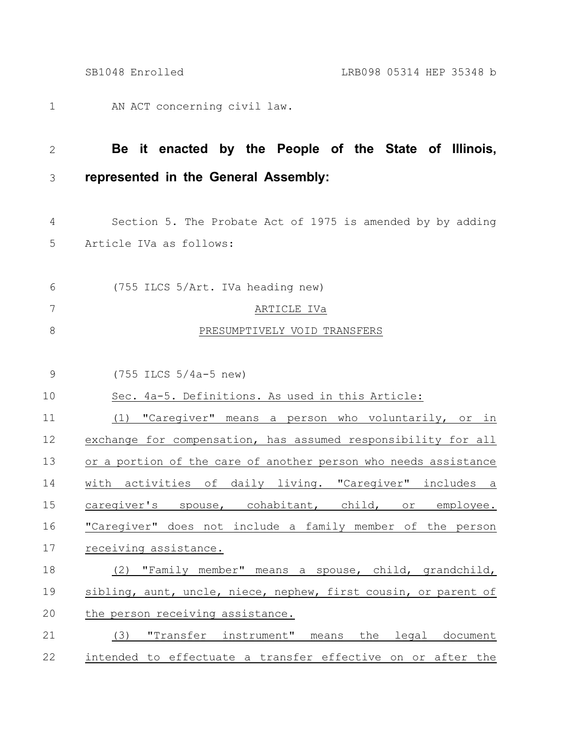AN ACT concerning civil law.

**Be it enacted by the People of the State of Illinois, represented in the General Assembly:**

Section 5. The Probate Act of 1975 is amended by by adding Article IVa as follows:

(755 ILCS 5/Art. IVa heading new)

ARTICLE IVa

PRESUMPTIVELY VOID TRANSFERS

(755 ILCS 5/4a-5 new)

Sec. 4a-5. Definitions. As used in this Article:

(1) "Caregiver" means a person who voluntarily, or in exchange for compensation, has assumed responsibility for all or a portion of the care of another person who needs assistance with activities of daily living. "Caregiver" includes a caregiver's spouse, cohabitant, child, or employee. "Caregiver" does not include a family member of the person receiving assistance.

(2) "Family member" means a spouse, child, grandchild, sibling, aunt, uncle, niece, nephew, first cousin, or parent of the person receiving assistance.

(3) "Transfer instrument" means the legal document intended to effectuate a transfer effective on or after the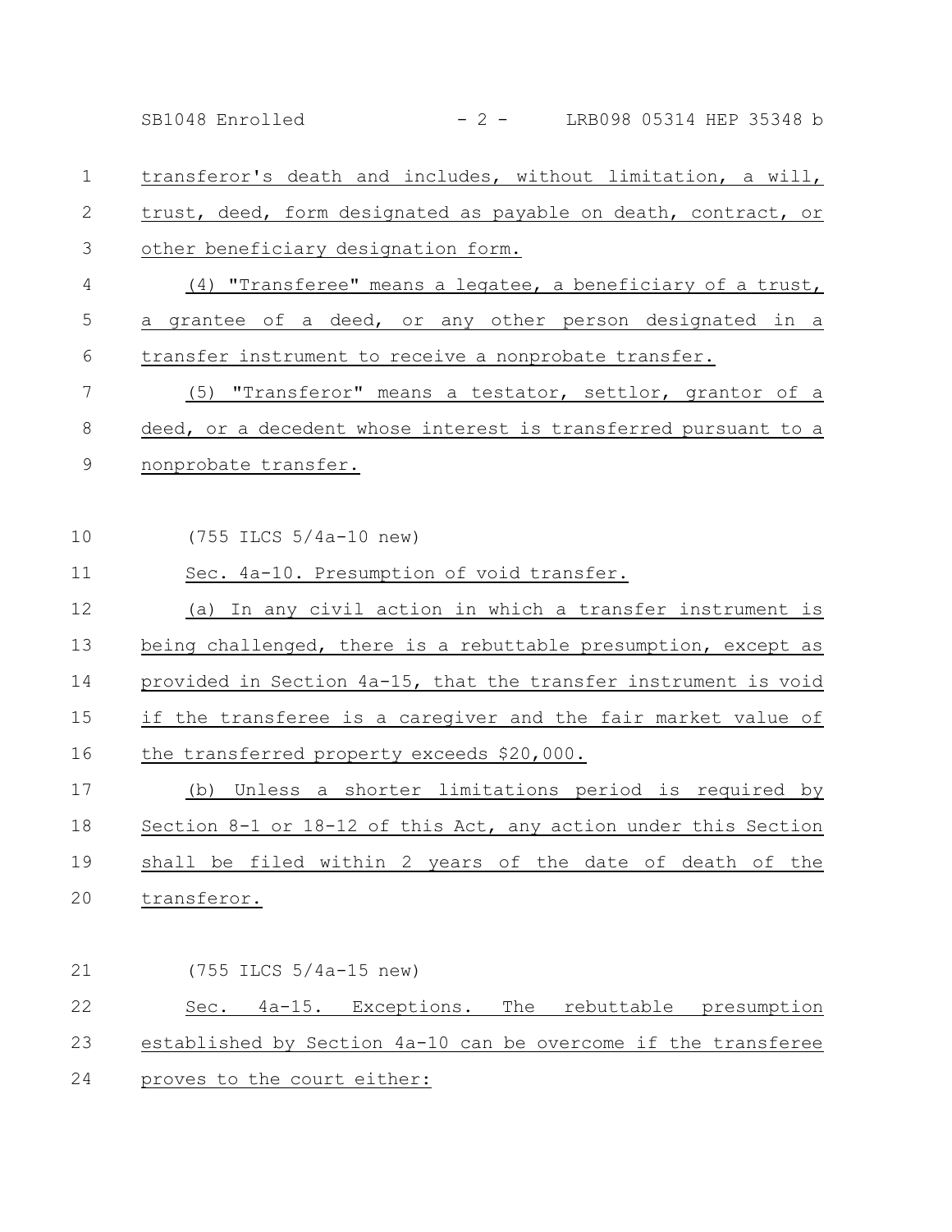transferor's death and includes, without limitation, a will, trust, deed, form designated as payable on death, contract, or other beneficiary designation form.

(4) "Transferee" means a legatee, a beneficiary of a trust, a grantee of a deed, or any other person designated in a transfer instrument to receive a nonprobate transfer.

(5) "Transferor" means a testator, settlor, grantor of a deed, or a decedent whose interest is transferred pursuant to a nonprobate transfer.

(755 ILCS 5/4a-10 new)

Sec. 4a-10. Presumption of void transfer.

(a) In any civil action in which a transfer instrument is being challenged, there is a rebuttable presumption, except as provided in Section 4a-15, that the transfer instrument is void if the transferee is a caregiver and the fair market value of the transferred property exceeds $20,000.

(b) Unless a shorter limitations period is required by Section 8-1 or 18-12 of this Act, any action under this Section shall be filed within 2 years of the date of death of the transferor.

(755 ILCS 5/4a-15 new)

Sec. 4a-15. Exceptions. The rebuttable presumption established by Section 4a-10 can be overcome if the transferee proves to the court either: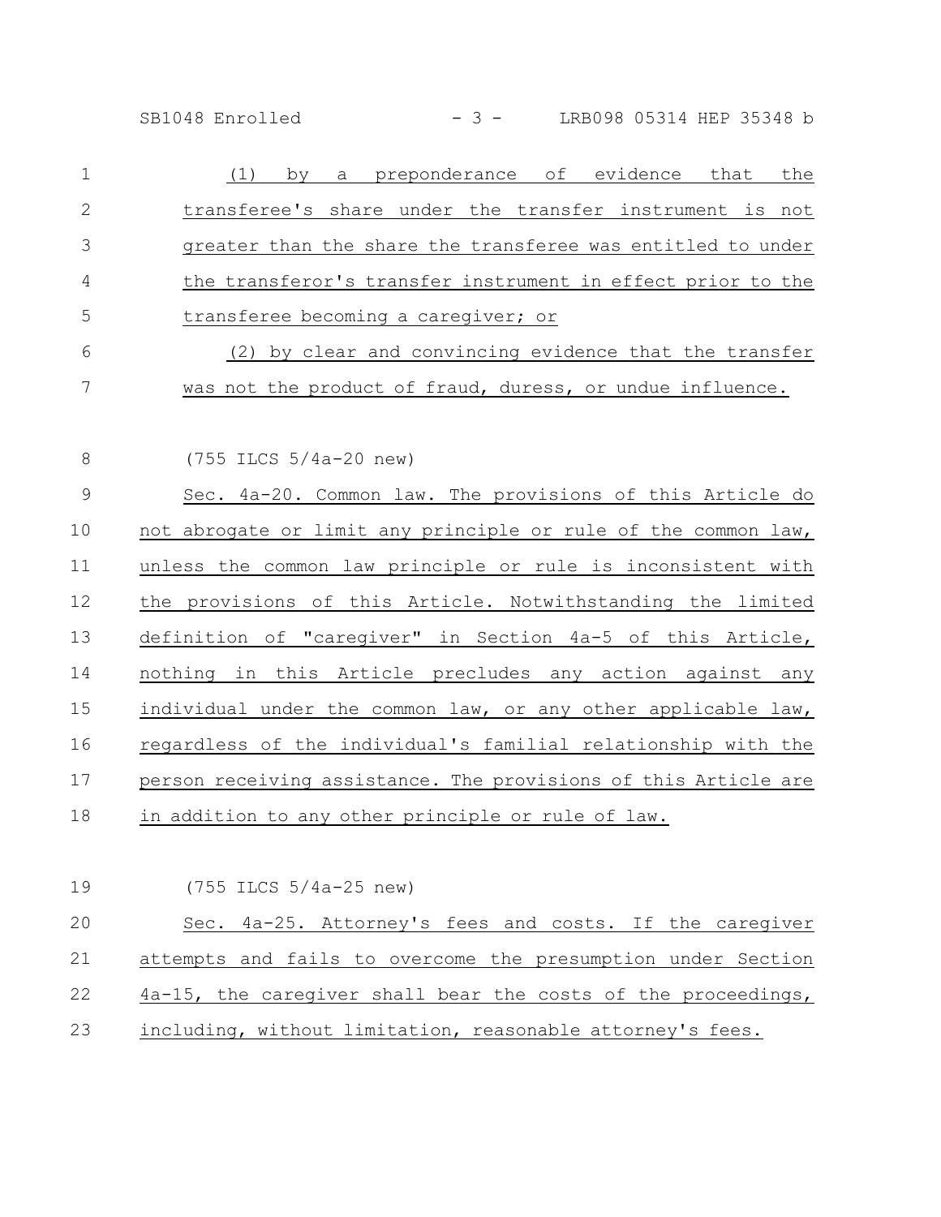(1) by a preponderance of evidence that the transferee's share under the transfer instrument is not greater than the share the transferee was entitled to under the transferor's transfer instrument in effect prior to the transferee becoming a caregiver; or

(2) by clear and convincing evidence that the transfer was not the product of fraud, duress, or undue influence.

(755 ILCS 5/4a-20 new)

Sec. 4a-20. Common law. The provisions of this Article do not abrogate or limit any principle or rule of the common law, unless the common law principle or rule is inconsistent with the provisions of this Article. Notwithstanding the limited definition of "caregiver" in Section 4a-5 of this Article, nothing in this Article precludes any action against any individual under the common law, or any other applicable law, regardless of the individual's familial relationship with the person receiving assistance. The provisions of this Article are in addition to any other principle or rule of law.

(755 ILCS 5/4a-25 new)

Sec. 4a-25. Attorney's fees and costs. If the caregiver attempts and fails to overcome the presumption under Section 4a-15, the caregiver shall bear the costs of the proceedings, including, without limitation, reasonable attorney's fees.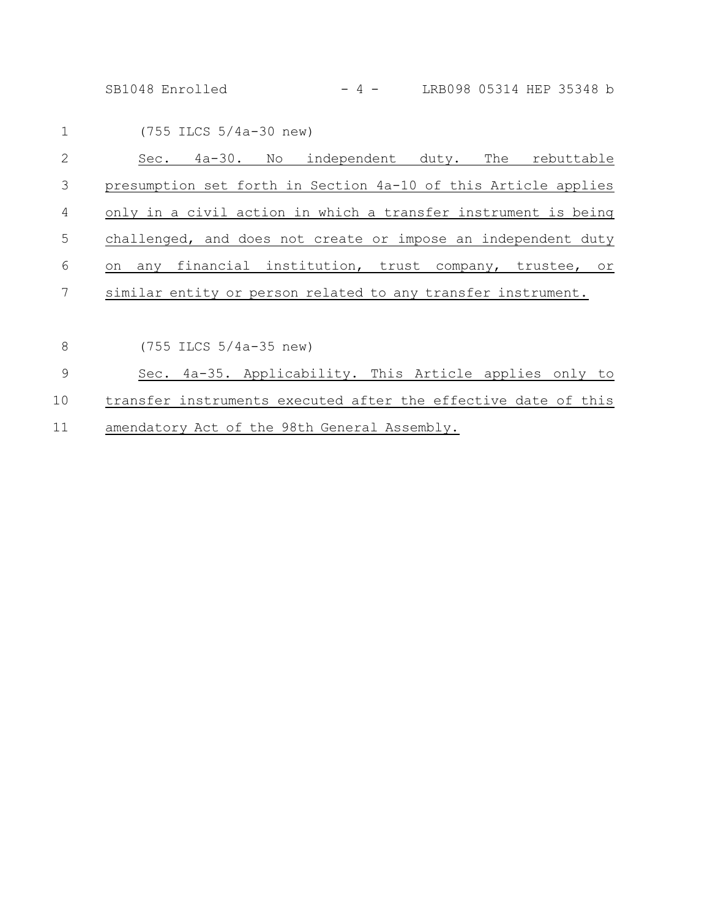(755 ILCS 5/4a-30 new)

Sec. 4a-30. No independent duty. The rebuttable presumption set forth in Section 4a-10 of this Article applies only in a civil action in which a transfer instrument is being challenged, and does not create or impose an independent duty on any financial institution, trust company, trustee, or similar entity or person related to any transfer instrument.

(755 ILCS 5/4a-35 new)

Sec. 4a-35. Applicability. This Article applies only to transfer instruments executed after the effective date of this amendatory Act of the 98th General Assembly.